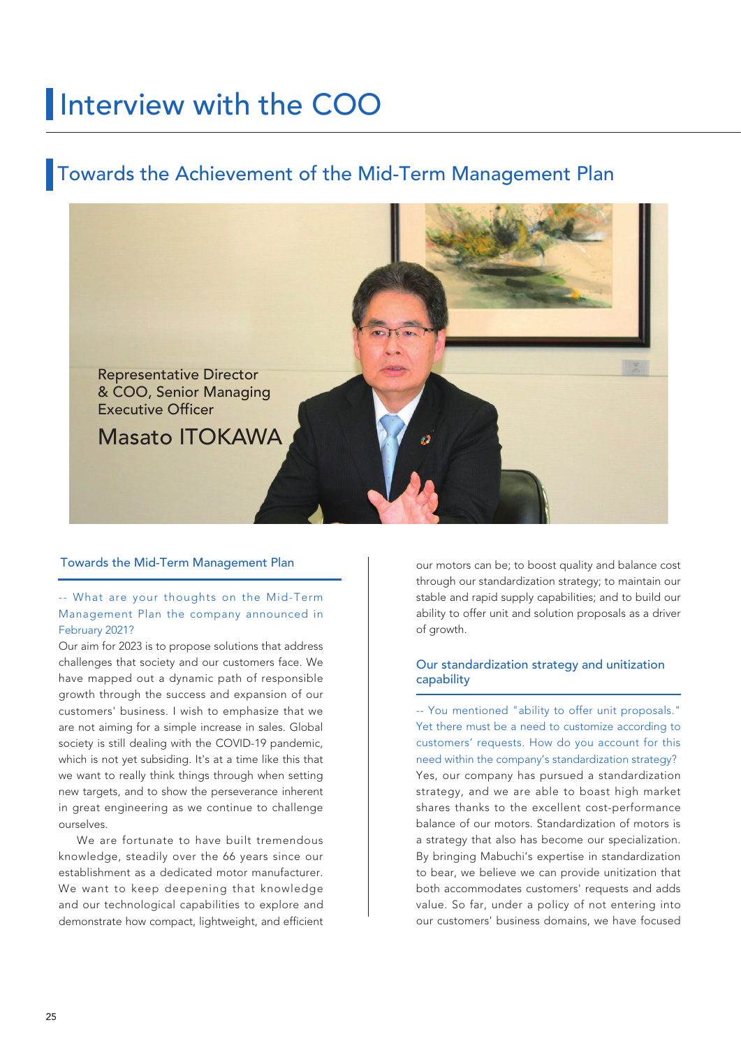# Interview with the COO

## Towards the Achievement of the Mid-Term Management Plan

Representative Director & COO, Senior Managing Executive Officer

Masato ITOKAWA

### Towards the Mid-Term Management Plan

-- What are your thoughts on the Mid-Term Management Plan the company announced in February 2021?

Our aim for 2023 is to propose solutions that address challenges that society and our customers face. We have mapped out a dynamic path of responsible growth through the success and expansion of our customers' business. I wish to emphasize that we are not aiming for a simple increase in sales. Global society is still dealing with the COVID-19 pandemic, which is not yet subsiding. It's at a time like this that we want to really think things through when setting new targets, and to show the perseverance inherent in great engineering as we continue to challenge ourselves.

We are fortunate to have built tremendous knowledge, steadily over the 66 years since our establishment as a dedicated motor manufacturer. We want to keep deepening that knowledge and our technological capabilities to explore and demonstrate how compact, lightweight, and efficient our motors can be; to boost quality and balance cost through our standardization strategy; to maintain our stable and rapid supply capabilities; and to build our ability to offer unit and solution proposals as a driver of growth.

### Our standardization strategy and unitization capability

-- You mentioned "ability to offer unit proposals." Yet there must be a need to customize according to customers' requests. How do you account for this need within the company's standardization strategy?

Yes, our company has pursued a standardization strategy, and we are able to boast high market shares thanks to the excellent cost-performance balance of our motors. Standardization of motors is a strategy that also has become our specialization. By bringing Mabuchi's expertise in standardization to bear, we believe we can provide unitization that both accommodates customers' requests and adds value. So far, under a policy of not entering into our customers' business domains, we have focused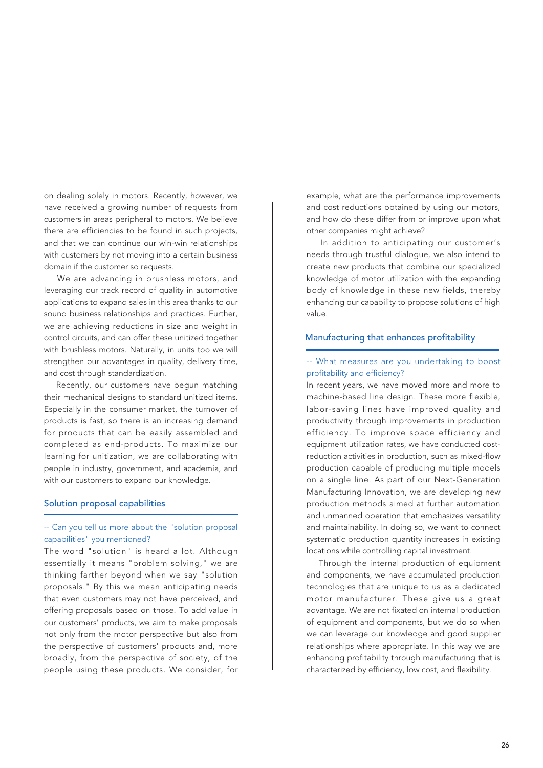on dealing solely in motors. Recently, however, we have received a growing number of requests from customers in areas peripheral to motors. We believe there are efficiencies to be found in such projects, and that we can continue our win-win relationships with customers by not moving into a certain business domain if the customer so requests.

We are advancing in brushless motors, and leveraging our track record of quality in automotive applications to expand sales in this area thanks to our sound business relationships and practices. Further, we are achieving reductions in size and weight in control circuits, and can offer these unitized together with brushless motors. Naturally, in units too we will strengthen our advantages in quality, delivery time, and cost through standardization.

Recently, our customers have begun matching their mechanical designs to standard unitized items. Especially in the consumer market, the turnover of products is fast, so there is an increasing demand for products that can be easily assembled and completed as end-products. To maximize our learning for unitization, we are collaborating with people in industry, government, and academia, and with our customers to expand our knowledge.

## Solution proposal capabilities

### -- Can you tell us more about the "solution proposal capabilities" you mentioned?

The word "solution" is heard a lot. Although essentially it means "problem solving," we are thinking farther beyond when we say "solution proposals." By this we mean anticipating needs that even customers may not have perceived, and offering proposals based on those. To add value in our customers' products, we aim to make proposals not only from the motor perspective but also from the perspective of customers' products and, more broadly, from the perspective of society, of the people using these products. We consider, for example, what are the performance improvements and cost reductions obtained by using our motors, and how do these differ from or improve upon what other companies might achieve?

In addition to anticipating our customer's needs through trustful dialogue, we also intend to create new products that combine our specialized knowledge of motor utilization with the expanding body of knowledge in these new fields, thereby enhancing our capability to propose solutions of high value.

## Manufacturing that enhances profitability

### -- What measures are you undertaking to boost profitability and efficiency?

In recent years, we have moved more and more to machine-based line design. These more flexible, labor-saving lines have improved quality and productivity through improvements in production efficiency. To improve space efficiency and equipment utilization rates, we have conducted cost-reduction activities in production, such as mixed-flow production capable of producing multiple models on a single line. As part of our Next-Generation Manufacturing Innovation, we are developing new production methods aimed at further automation and unmanned operation that emphasizes versatility and maintainability. In doing so, we want to connect systematic production quantity increases in existing locations while controlling capital investment.

Through the internal production of equipment and components, we have accumulated production technologies that are unique to us as a dedicated motor manufacturer. These give us a great advantage. We are not fixated on internal production of equipment and components, but we do so when we can leverage our knowledge and good supplier relationships where appropriate. In this way we are enhancing profitability through manufacturing that is characterized by efficiency, low cost, and flexibility.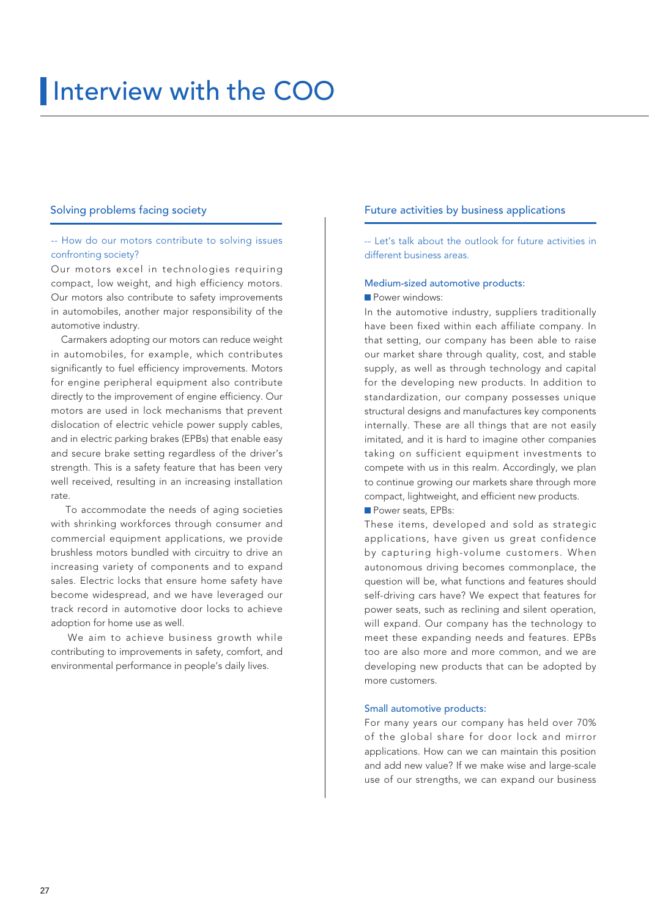# Interview with the COO

## Solving problems facing society

-- How do our motors contribute to solving issues confronting society?

Our motors excel in technologies requiring compact, low weight, and high efficiency motors. Our motors also contribute to safety improvements in automobiles, another major responsibility of the automotive industry.

Carmakers adopting our motors can reduce weight in automobiles, for example, which contributes significantly to fuel efficiency improvements. Motors for engine peripheral equipment also contribute directly to the improvement of engine efficiency. Our motors are used in lock mechanisms that prevent dislocation of electric vehicle power supply cables, and in electric parking brakes (EPBs) that enable easy and secure brake setting regardless of the driver's strength. This is a safety feature that has been very well received, resulting in an increasing installation rate.

To accommodate the needs of aging societies with shrinking workforces through consumer and commercial equipment applications, we provide brushless motors bundled with circuitry to drive an increasing variety of components and to expand sales. Electric locks that ensure home safety have become widespread, and we have leveraged our track record in automotive door locks to achieve adoption for home use as well.

We aim to achieve business growth while contributing to improvements in safety, comfort, and environmental performance in people's daily lives.

## Future activities by business applications

-- Let's talk about the outlook for future activities in different business areas.

### Medium-sized automotive products:

- Power windows:

In the automotive industry, suppliers traditionally have been fixed within each affiliate company. In that setting, our company has been able to raise our market share through quality, cost, and stable supply, as well as through technology and capital for the developing new products. In addition to standardization, our company possesses unique structural designs and manufactures key components internally. These are all things that are not easily imitated, and it is hard to imagine other companies taking on sufficient equipment investments to compete with us in this realm. Accordingly, we plan to continue growing our markets share through more compact, lightweight, and efficient new products.

- Power seats, EPBs:

These items, developed and sold as strategic applications, have given us great confidence by capturing high-volume customers. When autonomous driving becomes commonplace, the question will be, what functions and features should self-driving cars have? We expect that features for power seats, such as reclining and silent operation, will expand. Our company has the technology to meet these expanding needs and features. EPBs too are also more and more common, and we are developing new products that can be adopted by more customers.

### Small automotive products:

For many years our company has held over 70% of the global share for door lock and mirror applications. How can we can maintain this position and add new value? If we make wise and large-scale use of our strengths, we can expand our business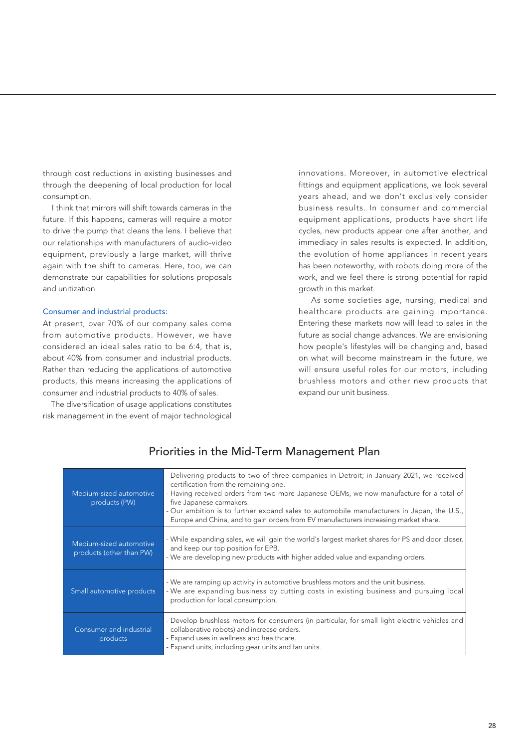through cost reductions in existing businesses and through the deepening of local production for local consumption.

I think that mirrors will shift towards cameras in the future. If this happens, cameras will require a motor to drive the pump that cleans the lens. I believe that our relationships with manufacturers of audio-video equipment, previously a large market, will thrive again with the shift to cameras. Here, too, we can demonstrate our capabilities for solutions proposals and unitization.

### Consumer and industrial products:

At present, over 70% of our company sales come from automotive products. However, we have considered an ideal sales ratio to be 6:4, that is, about 40% from consumer and industrial products. Rather than reducing the applications of automotive products, this means increasing the applications of consumer and industrial products to 40% of sales.

The diversification of usage applications constitutes risk management in the event of major technological innovations. Moreover, in automotive electrical fittings and equipment applications, we look several years ahead, and we don't exclusively consider business results. In consumer and commercial equipment applications, products have short life cycles, new products appear one after another, and immediacy in sales results is expected. In addition, the evolution of home appliances in recent years has been noteworthy, with robots doing more of the work, and we feel there is strong potential for rapid growth in this market.

As some societies age, nursing, medical and healthcare products are gaining importance. Entering these markets now will lead to sales in the future as social change advances. We are envisioning how people's lifestyles will be changing and, based on what will become mainstream in the future, we will ensure useful roles for our motors, including brushless motors and other new products that expand our unit business.

## Priorities in the Mid-Term Management Plan

| | |
|---|---|
| Medium-sized automotive products (PW) | - Delivering products to two of three companies in Detroit; in January 2021, we received certification from the remaining one.<br>- Having received orders from two more Japanese OEMs, we now manufacture for a total of five Japanese carmakers.<br>- Our ambition is to further expand sales to automobile manufacturers in Japan, the U.S., Europe and China, and to gain orders from EV manufacturers increasing market share. |
| Medium-sized automotive products (other than PW) | - While expanding sales, we will gain the world's largest market shares for PS and door closer, and keep our top position for EPB.<br>- We are developing new products with higher added value and expanding orders. |
| Small automotive products | - We are ramping up activity in automotive brushless motors and the unit business.<br>- We are expanding business by cutting costs in existing business and pursuing local production for local consumption. |
| Consumer and industrial products | - Develop brushless motors for consumers (in particular, for small light electric vehicles and collaborative robots) and increase orders.<br>- Expand uses in wellness and healthcare.<br>- Expand units, including gear units and fan units. |